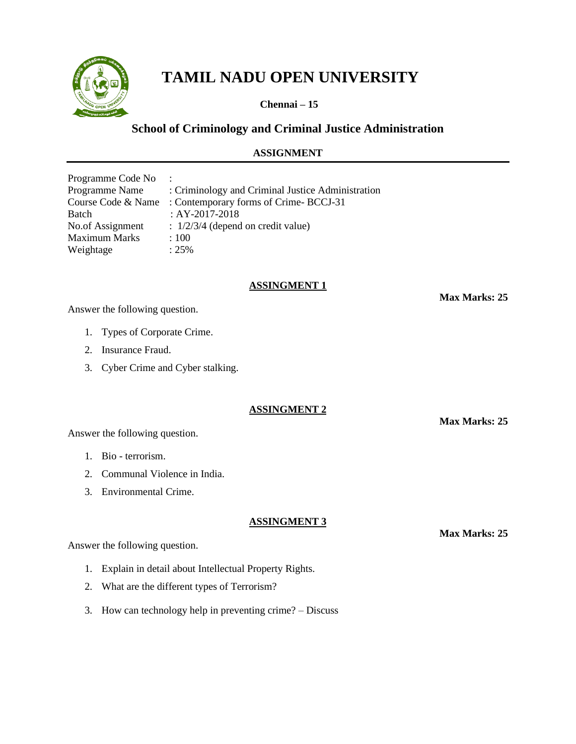# TAMIL NADU OPEN UNIVERSITY

**Chennai – 15**

## School of Criminology and Criminal Justice Administration

### ASSIGNMENT

---

| | |
|---|---|
| Programme Code No | : |
| Programme Name | : Criminology and Criminal Justice Administration |
| Course Code & Name | : Contemporary forms of Crime- BCCJ-31 |
| Batch | : AY-2017-2018 |
| No.of Assignment | : 1/2/3/4 (depend on credit value) |
| Maximum Marks | : 100 |
| Weightage | : 25% |

### ASSINGMENT 1

**Max Marks: 25**

Answer the following question.

1. Types of Corporate Crime.
2. Insurance Fraud.
3. Cyber Crime and Cyber stalking.

### ASSINGMENT 2

**Max Marks: 25**

Answer the following question.

1. Bio - terrorism.
2. Communal Violence in India.
3. Environmental Crime.

### ASSINGMENT 3

**Max Marks: 25**

Answer the following question.

1. Explain in detail about Intellectual Property Rights.
2. What are the different types of Terrorism?
3. How can technology help in preventing crime? – Discuss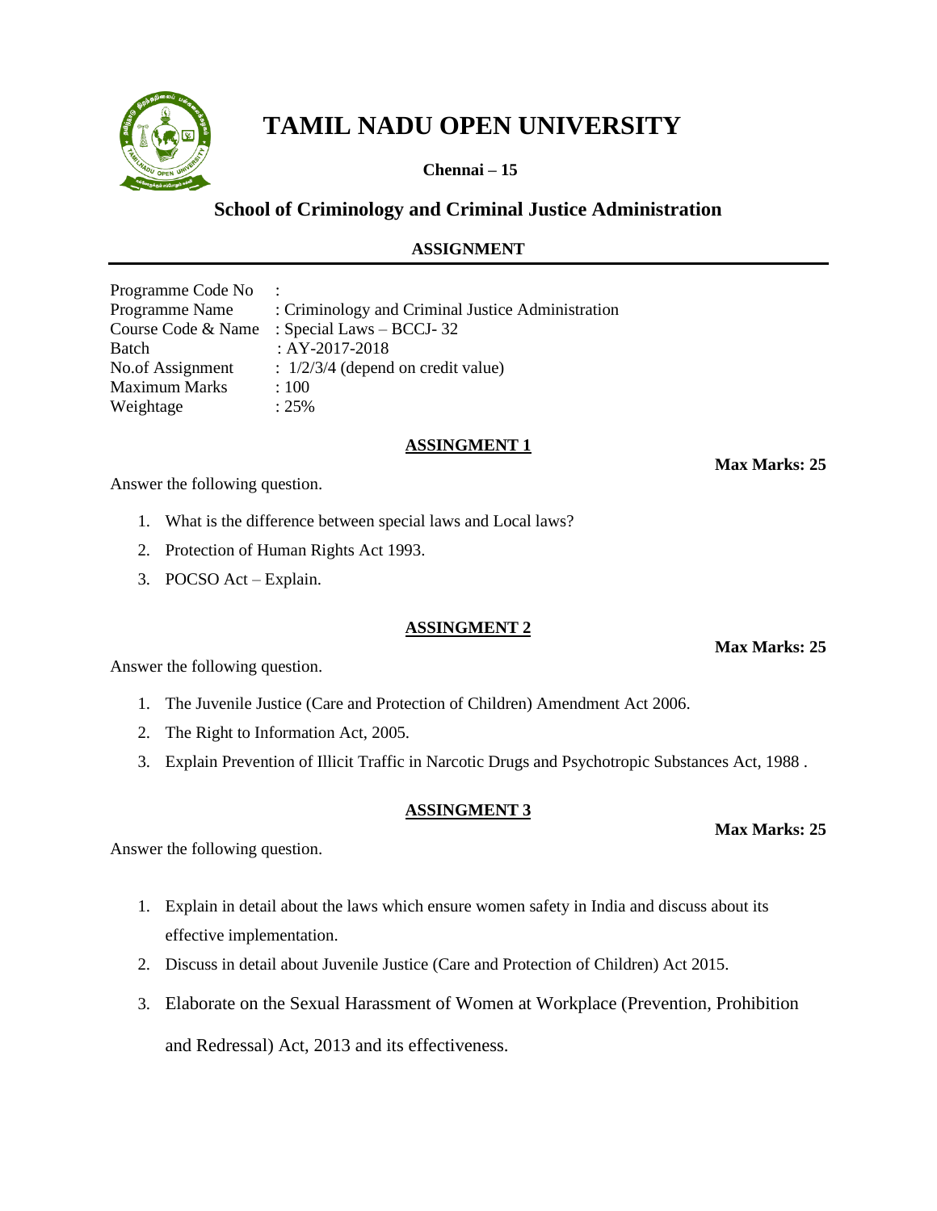# TAMIL NADU OPEN UNIVERSITY

**Chennai – 15**

## School of Criminology and Criminal Justice Administration

**ASSIGNMENT**

---

| | |
|---|---|
| Programme Code No | : |
| Programme Name | : Criminology and Criminal Justice Administration |
| Course Code & Name | : Special Laws – BCCJ- 32 |
| Batch | : AY-2017-2018 |
| No.of Assignment | : 1/2/3/4 (depend on credit value) |
| Maximum Marks | : 100 |
| Weightage | : 25% |

### ASSINGMENT 1

**Max Marks: 25**

Answer the following question.

1. What is the difference between special laws and Local laws?
2. Protection of Human Rights Act 1993.
3. POCSO Act – Explain.

### ASSINGMENT 2

**Max Marks: 25**

Answer the following question.

1. The Juvenile Justice (Care and Protection of Children) Amendment Act 2006.
2. The Right to Information Act, 2005.
3. Explain Prevention of Illicit Traffic in Narcotic Drugs and Psychotropic Substances Act, 1988 .

### ASSINGMENT 3

**Max Marks: 25**

Answer the following question.

1. Explain in detail about the laws which ensure women safety in India and discuss about its effective implementation.
2. Discuss in detail about Juvenile Justice (Care and Protection of Children) Act 2015.
3. Elaborate on the Sexual Harassment of Women at Workplace (Prevention, Prohibition and Redressal) Act, 2013 and its effectiveness.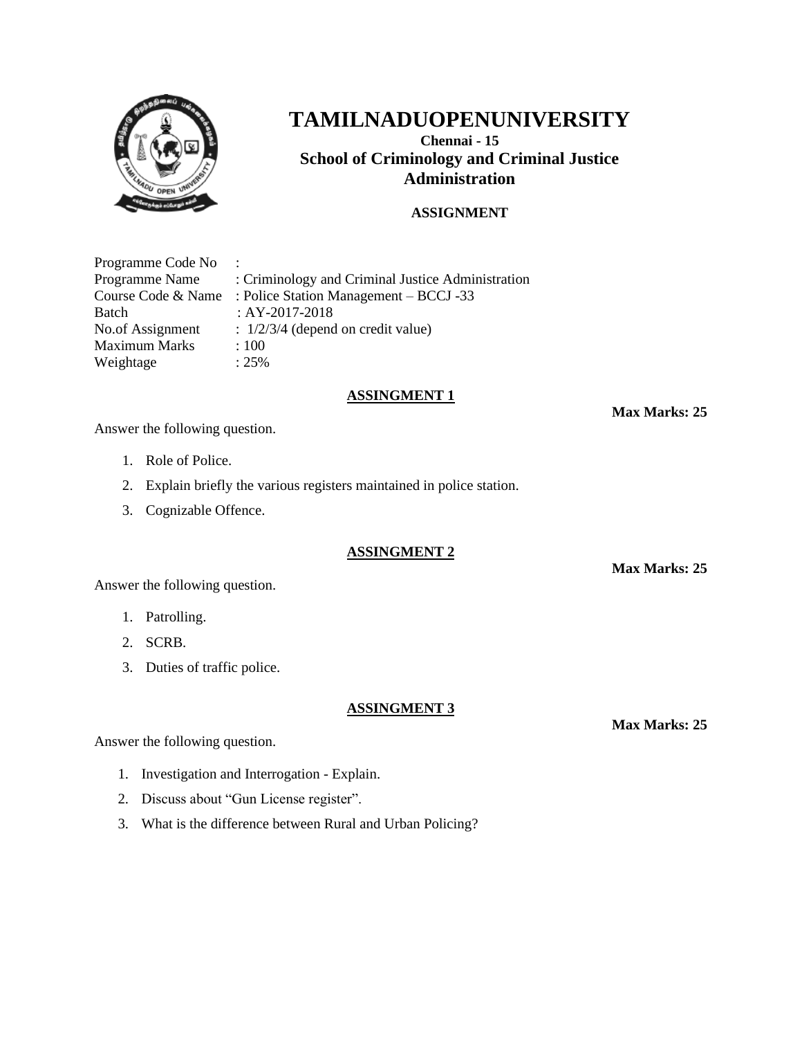# TAMILNADUOPENUNIVERSITY

**Chennai - 15**

## School of Criminology and Criminal Justice Administration

**ASSIGNMENT**

| | |
|---|---|
| Programme Code No | : |
| Programme Name | : Criminology and Criminal Justice Administration |
| Course Code & Name | : Police Station Management – BCCJ -33 |
| Batch | : AY-2017-2018 |
| No.of Assignment | : 1/2/3/4 (depend on credit value) |
| Maximum Marks | : 100 |
| Weightage | : 25% |

### ASSINGMENT 1

**Max Marks: 25**

Answer the following question.

1. Role of Police.
2. Explain briefly the various registers maintained in police station.
3. Cognizable Offence.

### ASSINGMENT 2

**Max Marks: 25**

Answer the following question.

1. Patrolling.
2. SCRB.
3. Duties of traffic police.

### ASSINGMENT 3

**Max Marks: 25**

Answer the following question.

1. Investigation and Interrogation - Explain.
2. Discuss about "Gun License register".
3. What is the difference between Rural and Urban Policing?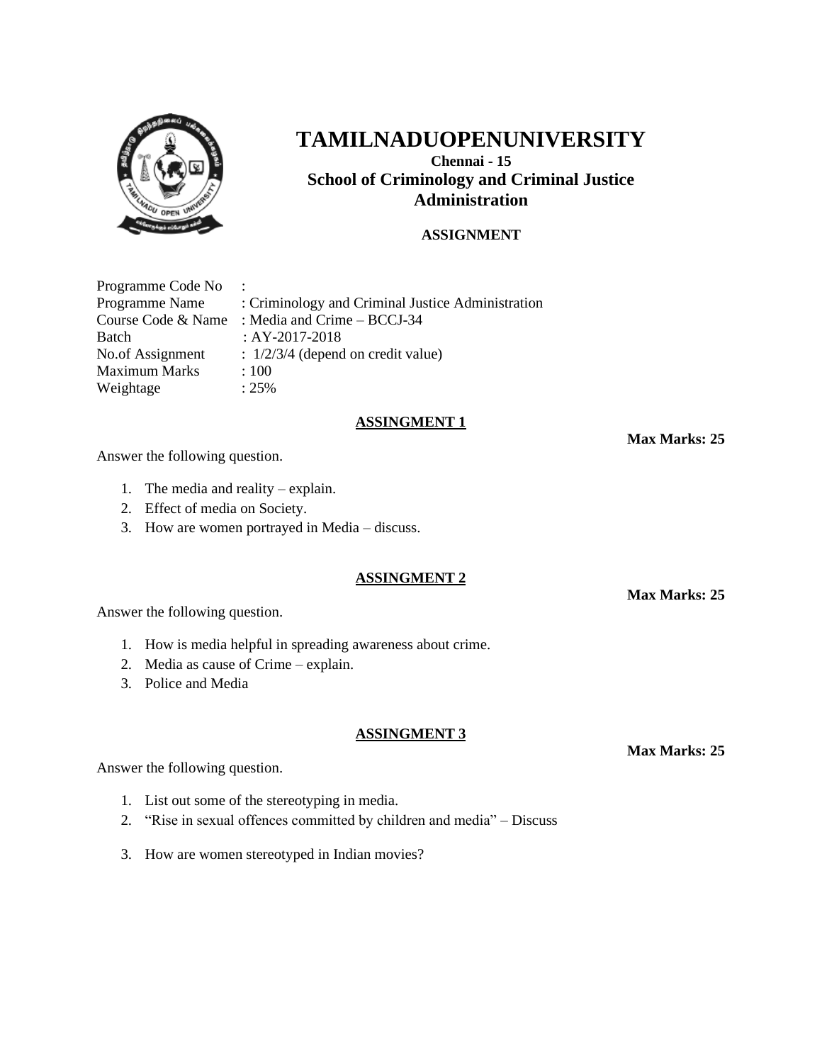# TAMILNADUOPENUNIVERSITY

**Chennai - 15**

**School of Criminology and Criminal Justice Administration**

**ASSIGNMENT**

Programme Code No :
Programme Name : Criminology and Criminal Justice Administration
Course Code & Name : Media and Crime – BCCJ-34
Batch : AY-2017-2018
No.of Assignment : 1/2/3/4 (depend on credit value)
Maximum Marks : 100
Weightage : 25%

## ASSINGMENT 1

**Max Marks: 25**

Answer the following question.

1. The media and reality – explain.
2. Effect of media on Society.
3. How are women portrayed in Media – discuss.

## ASSINGMENT 2

**Max Marks: 25**

Answer the following question.

1. How is media helpful in spreading awareness about crime.
2. Media as cause of Crime – explain.
3. Police and Media

## ASSINGMENT 3

**Max Marks: 25**

Answer the following question.

1. List out some of the stereotyping in media.
2. "Rise in sexual offences committed by children and media" – Discuss
3. How are women stereotyped in Indian movies?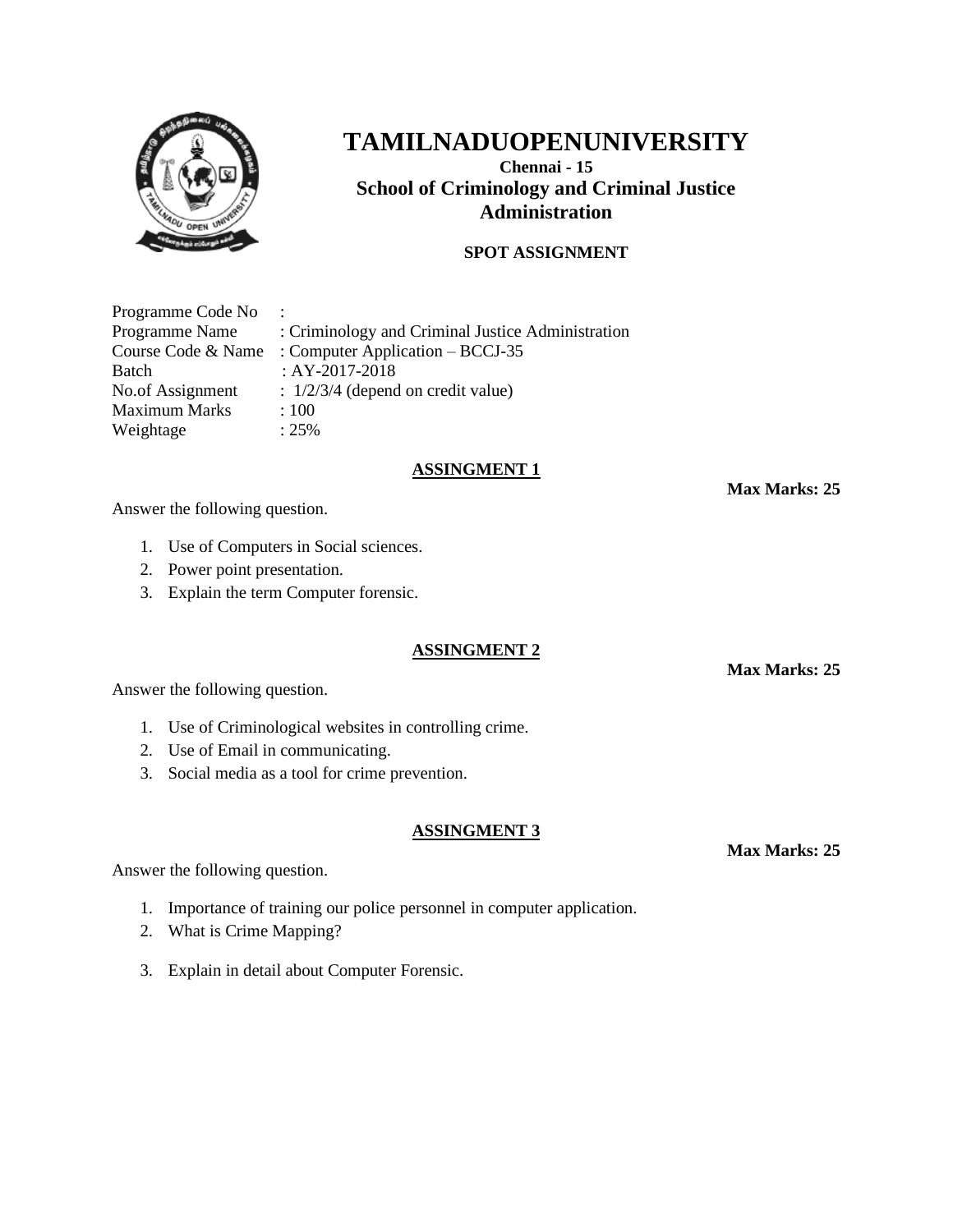# TAMILNADUOPENUNIVERSITY

**Chennai - 15**

**School of Criminology and Criminal Justice Administration**

**SPOT ASSIGNMENT**

| | |
|---|---|
| Programme Code No | : |
| Programme Name | : Criminology and Criminal Justice Administration |
| Course Code & Name | : Computer Application – BCCJ-35 |
| Batch | : AY-2017-2018 |
| No.of Assignment | : 1/2/3/4 (depend on credit value) |
| Maximum Marks | : 100 |
| Weightage | : 25% |

## ASSINGMENT 1

**Max Marks: 25**

Answer the following question.

1. Use of Computers in Social sciences.
2. Power point presentation.
3. Explain the term Computer forensic.

## ASSINGMENT 2

**Max Marks: 25**

Answer the following question.

1. Use of Criminological websites in controlling crime.
2. Use of Email in communicating.
3. Social media as a tool for crime prevention.

## ASSINGMENT 3

**Max Marks: 25**

Answer the following question.

1. Importance of training our police personnel in computer application.
2. What is Crime Mapping?
3. Explain in detail about Computer Forensic.